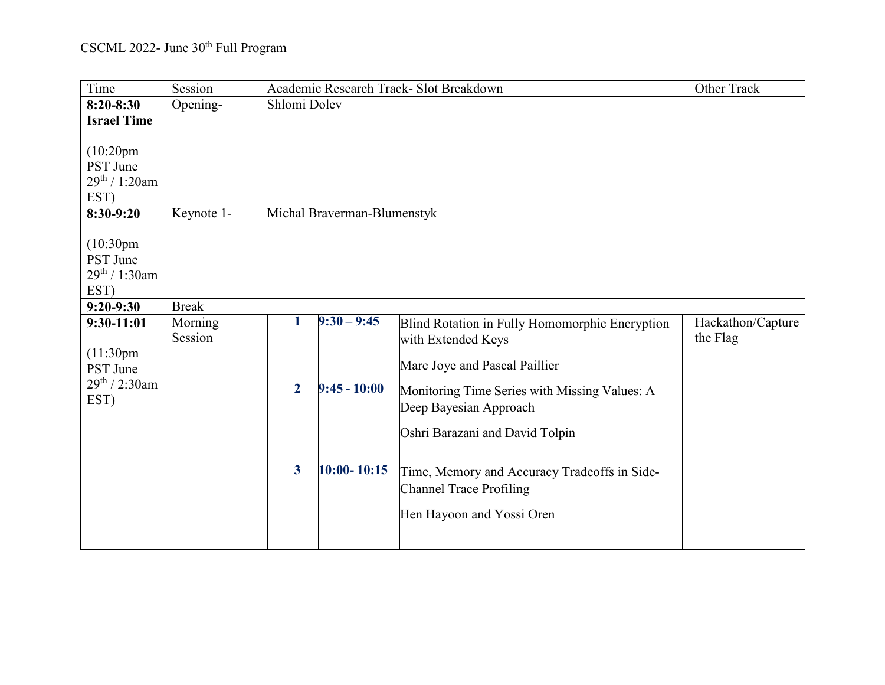CSCML 2022- June 30th Full Program

| Time | Session | Academic Research Track- Slot Breakdown | | | Other Track |
|---|---|---|---|---|---|
| **8:20-8:30 Israel Time** (10:20pm PST June 29th / 1:20am EST) | Opening- | Shlomi Dolev | | | |
| **8:30-9:20** (10:30pm PST June 29th / 1:30am EST) | Keynote 1- | Michal Braverman-Blumenstyk | | | |
| **9:20-9:30** | Break | | | | |
| **9:30-11:01** (11:30pm PST June 29th / 2:30am EST) | Morning Session | **1** | **9:30 – 9:45** | Blind Rotation in Fully Homomorphic Encryption with Extended Keys<br><br>Marc Joye and Pascal Paillier | Hackathon/Capture the Flag |
| | | **2** | **9:45 - 10:00** | Monitoring Time Series with Missing Values: A Deep Bayesian Approach<br><br>Oshri Barazani and David Tolpin | |
| | | **3** | **10:00- 10:15** | Time, Memory and Accuracy Tradeoffs in Side-Channel Trace Profiling<br><br>Hen Hayoon and Yossi Oren | |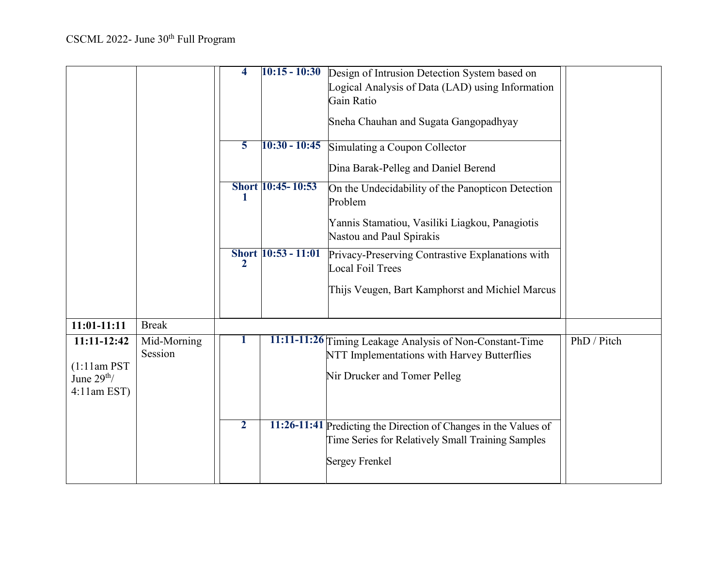| | | | | | |
|---|---|---|---|---|---|
| | | **4** | **10:15 - 10:30** | Design of Intrusion Detection System based on Logical Analysis of Data (LAD) using Information Gain Ratio<br><br>Sneha Chauhan and Sugata Gangopadhyay | |
| | | **5** | **10:30 - 10:45** | Simulating a Coupon Collector<br><br>Dina Barak-Pelleg and Daniel Berend | |
| | | **Short 1** | **10:45- 10:53** | On the Undecidability of the Panopticon Detection Problem<br><br>Yannis Stamatiou, Vasiliki Liagkou, Panagiotis Nastou and Paul Spirakis | |
| | | **Short 2** | **10:53 - 11:01** | Privacy-Preserving Contrastive Explanations with Local Foil Trees<br><br>Thijs Veugen, Bart Kamphorst and Michiel Marcus | |
| **11:01-11:11** | Break | | | | |
| **11:11-12:42**<br><br>(1:11am PST June 29th/ 4:11am EST) | Mid-Morning Session | **1** | **11:11-11:26** | Timing Leakage Analysis of Non-Constant-Time NTT Implementations with Harvey Butterflies<br><br>Nir Drucker and Tomer Pelleg | PhD / Pitch |
| | | **2** | **11:26-11:41** | Predicting the Direction of Changes in the Values of Time Series for Relatively Small Training Samples<br><br>Sergey Frenkel | |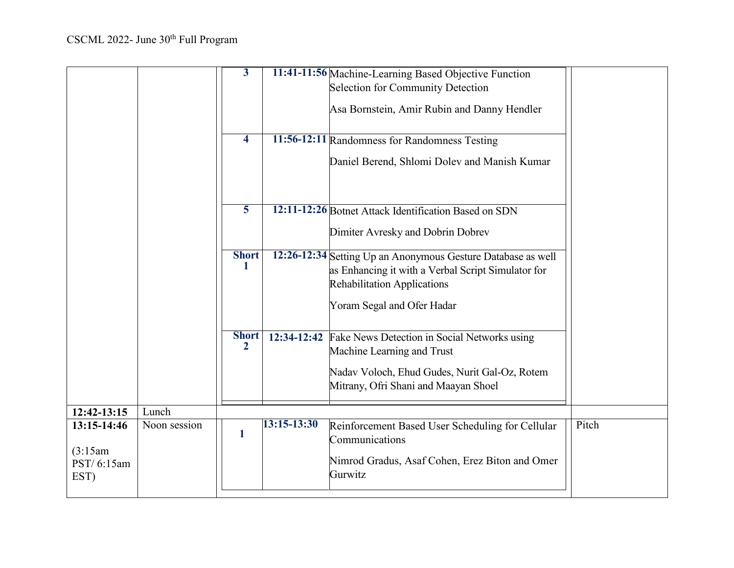CSCML 2022- June 30th Full Program

| | | | | | |
|---|---|---|---|---|---|
| | | 3 | 11:41-11:56 | Machine-Learning Based Objective Function Selection for Community Detection<br><br>Asa Bornstein, Amir Rubin and Danny Hendler | |
| | | 4 | 11:56-12:11 | Randomness for Randomness Testing<br><br>Daniel Berend, Shlomi Dolev and Manish Kumar | |
| | | 5 | 12:11-12:26 | Botnet Attack Identification Based on SDN<br><br>Dimiter Avresky and Dobrin Dobrev | |
| | | Short 1 | 12:26-12:34 | Setting Up an Anonymous Gesture Database as well as Enhancing it with a Verbal Script Simulator for Rehabilitation Applications<br><br>Yoram Segal and Ofer Hadar | |
| | | Short 2 | 12:34-12:42 | Fake News Detection in Social Networks using Machine Learning and Trust<br><br>Nadav Voloch, Ehud Gudes, Nurit Gal-Oz, Rotem Mitrany, Ofri Shani and Maayan Shoel | |
| 12:42-13:15 | Lunch | | | | |
| 13:15-14:46<br><br>(3:15am PST/ 6:15am EST) | Noon session | 1 | 13:15-13:30 | Reinforcement Based User Scheduling for Cellular Communications<br><br>Nimrod Gradus, Asaf Cohen, Erez Biton and Omer Gurwitz | Pitch |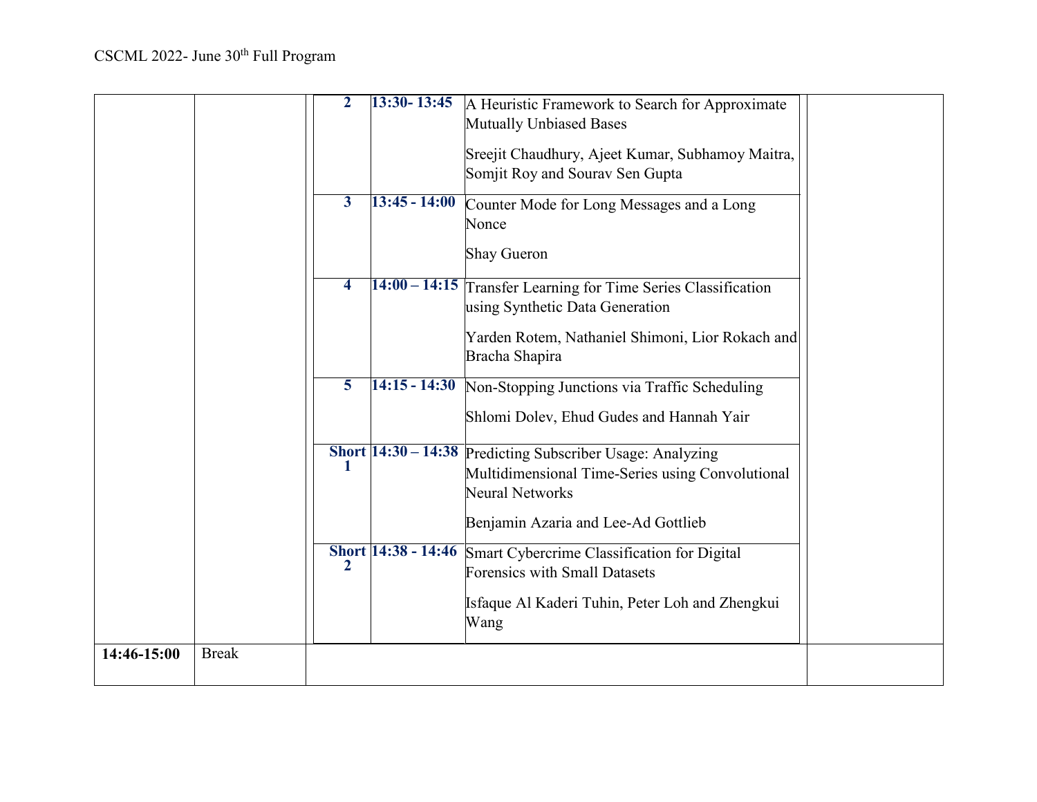CSCML 2022- June 30th Full Program

| | | | | | |
|---|---|---|---|---|---|
| | | 2 | 13:30- 13:45 | A Heuristic Framework to Search for Approximate Mutually Unbiased Bases<br><br>Sreejit Chaudhury, Ajeet Kumar, Subhamoy Maitra, Somjit Roy and Sourav Sen Gupta | |
| | | 3 | 13:45 - 14:00 | Counter Mode for Long Messages and a Long Nonce<br><br>Shay Gueron | |
| | | 4 | 14:00 – 14:15 | Transfer Learning for Time Series Classification using Synthetic Data Generation<br><br>Yarden Rotem, Nathaniel Shimoni, Lior Rokach and Bracha Shapira | |
| | | 5 | 14:15 - 14:30 | Non-Stopping Junctions via Traffic Scheduling<br><br>Shlomi Dolev, Ehud Gudes and Hannah Yair | |
| | | Short 1 | 14:30 – 14:38 | Predicting Subscriber Usage: Analyzing Multidimensional Time-Series using Convolutional Neural Networks<br><br>Benjamin Azaria and Lee-Ad Gottlieb | |
| | | Short 2 | 14:38 - 14:46 | Smart Cybercrime Classification for Digital Forensics with Small Datasets<br><br>Isfaque Al Kaderi Tuhin, Peter Loh and Zhengkui Wang | |
| **14:46-15:00** | Break | | | | |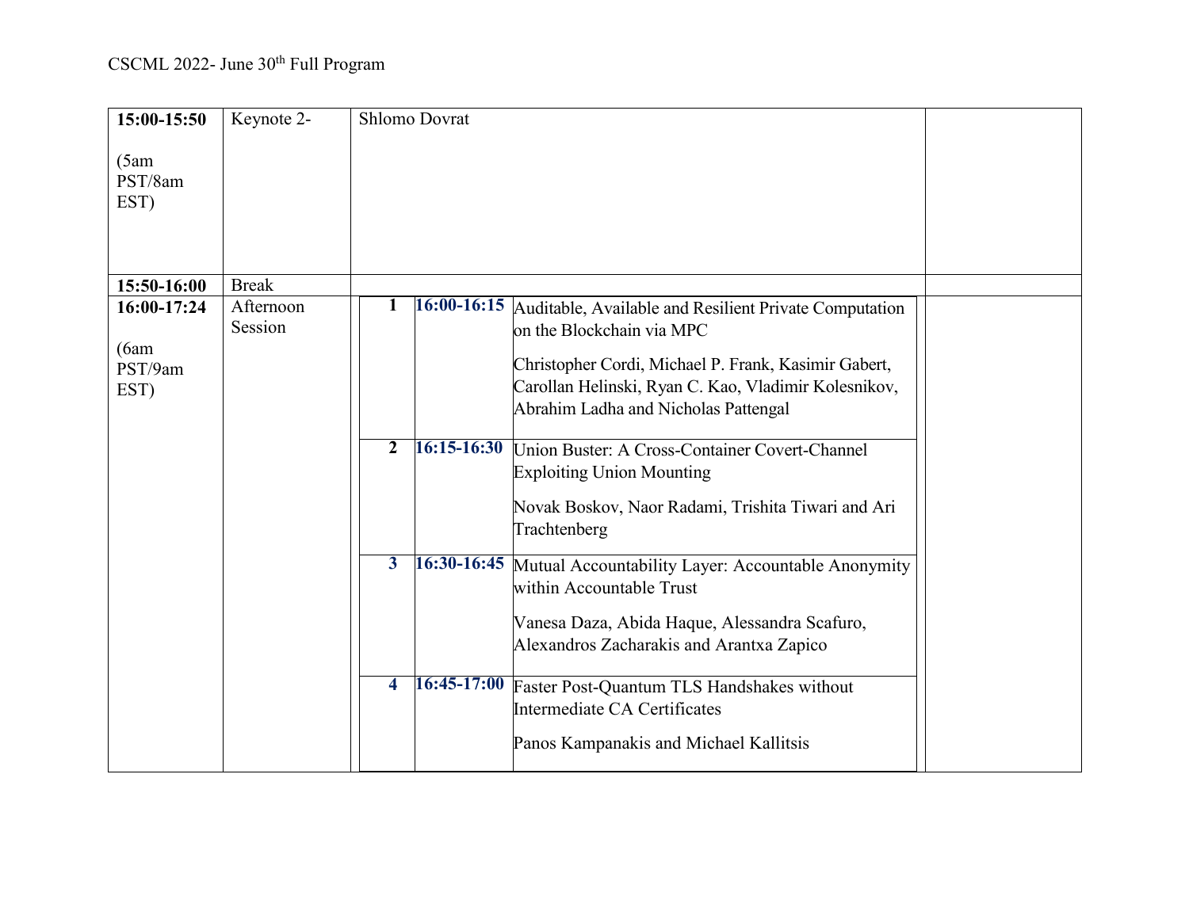CSCML 2022- June 30[th] Full Program

| | | | | | | |
|---|---|---|---|---|---|---|
| **15:00-15:50** (5am PST/8am EST) | Keynote 2- | Shlomo Dovrat | | | | |
| **15:50-16:00** | Break | | | | | |
| **16:00-17:24** (6am PST/9am EST) | Afternoon Session | **1** | **16:00-16:15** | Auditable, Available and Resilient Private Computation on the Blockchain via MPC<br><br>Christopher Cordi, Michael P. Frank, Kasimir Gabert, Carollan Helinski, Ryan C. Kao, Vladimir Kolesnikov, Abrahim Ladha and Nicholas Pattengal | | |
| | | **2** | **16:15-16:30** | Union Buster: A Cross-Container Covert-Channel Exploiting Union Mounting<br><br>Novak Boskov, Naor Radami, Trishita Tiwari and Ari Trachtenberg | | |
| | | **3** | **16:30-16:45** | Mutual Accountability Layer: Accountable Anonymity within Accountable Trust<br><br>Vanesa Daza, Abida Haque, Alessandra Scafuro, Alexandros Zacharakis and Arantxa Zapico | | |
| | | **4** | **16:45-17:00** | Faster Post-Quantum TLS Handshakes without Intermediate CA Certificates<br><br>Panos Kampanakis and Michael Kallitsis | | |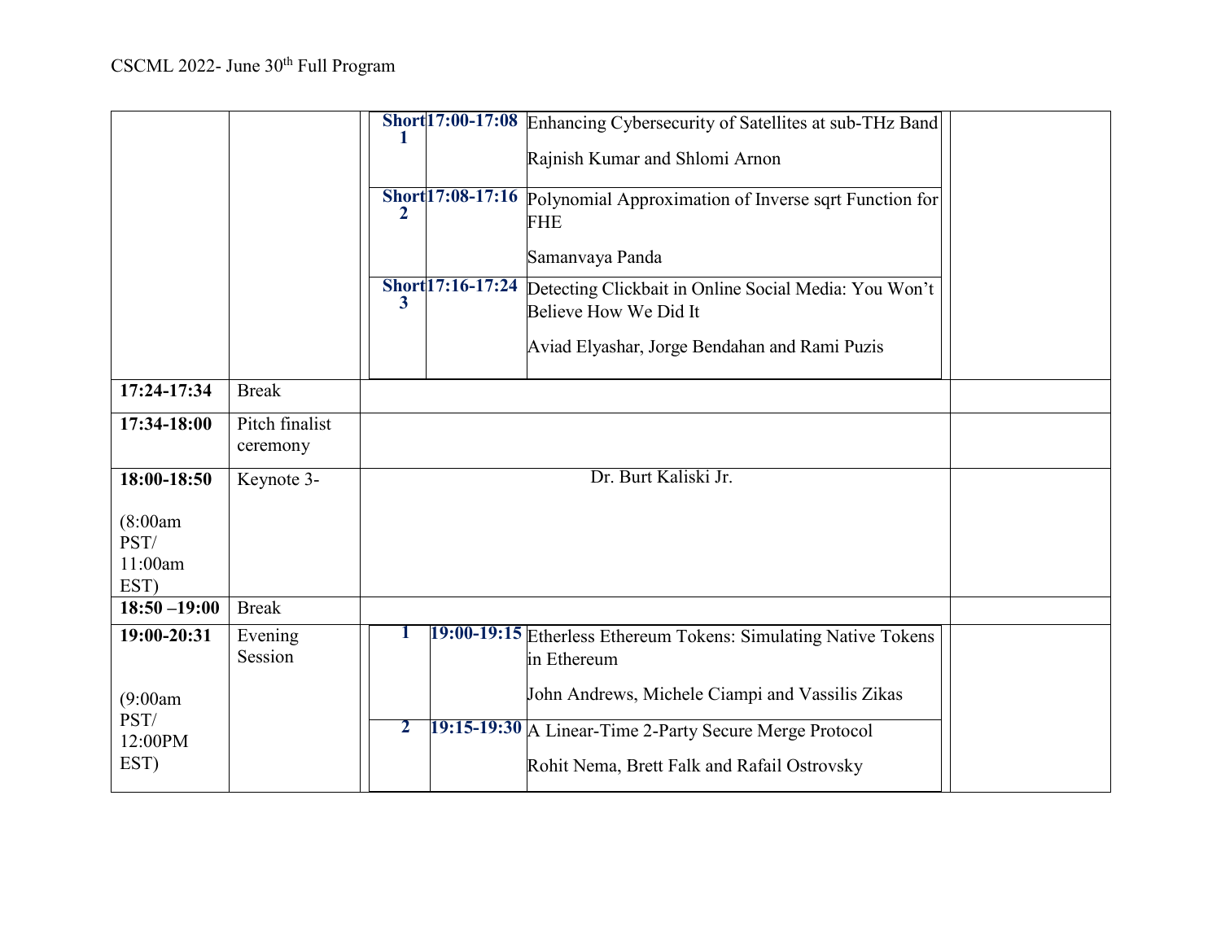| | | | | | |
|---|---|---|---|---|---|
| | | **Short 1** | **17:00-17:08** | Enhancing Cybersecurity of Satellites at sub-THz Band<br><br>Rajnish Kumar and Shlomi Arnon | |
| | | **Short 2** | **17:08-17:16** | Polynomial Approximation of Inverse sqrt Function for FHE<br><br>Samanvaya Panda | |
| | | **Short 3** | **17:16-17:24** | Detecting Clickbait in Online Social Media: You Won't Believe How We Did It<br><br>Aviad Elyashar, Jorge Bendahan and Rami Puzis | |
| **17:24-17:34** | Break | | | | |
| **17:34-18:00** | Pitch finalist ceremony | | | | |
| **18:00-18:50**<br><br>(8:00am PST/ 11:00am EST) | Keynote 3- | | | Dr. Burt Kaliski Jr. | |
| **18:50 –19:00** | Break | | | | |
| **19:00-20:31**<br><br>(9:00am PST/ 12:00PM EST) | Evening Session | **1** | **19:00-19:15** | Etherless Ethereum Tokens: Simulating Native Tokens in Ethereum<br><br>John Andrews, Michele Ciampi and Vassilis Zikas | |
| | | **2** | **19:15-19:30** | A Linear-Time 2-Party Secure Merge Protocol<br><br>Rohit Nema, Brett Falk and Rafail Ostrovsky | |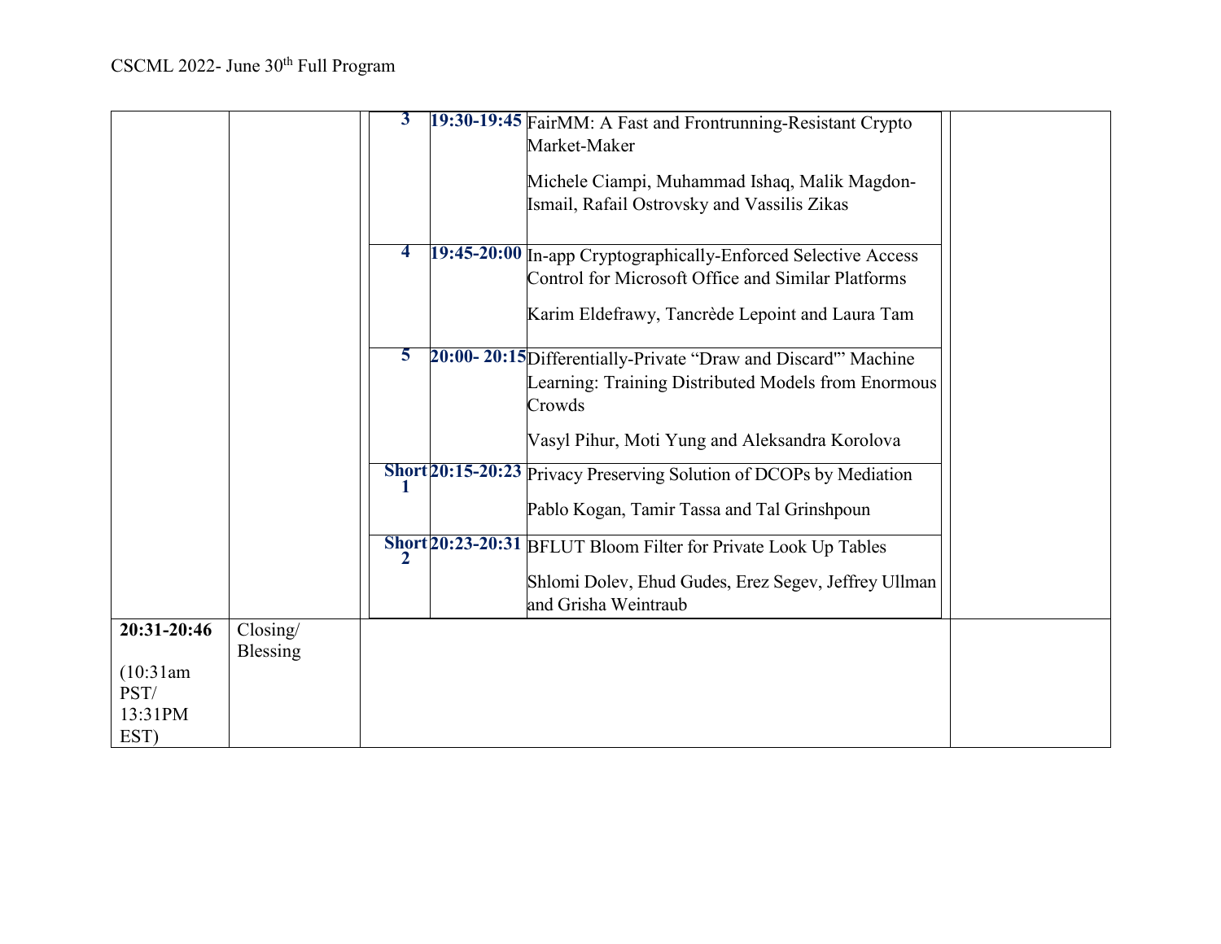| | | | | | |
|---|---|---|---|---|---|
| | | 3 | 19:30-19:45 | FairMM: A Fast and Frontrunning-Resistant Crypto Market-Maker<br><br>Michele Ciampi, Muhammad Ishaq, Malik Magdon-Ismail, Rafail Ostrovsky and Vassilis Zikas | |
| | | 4 | 19:45-20:00 | In-app Cryptographically-Enforced Selective Access Control for Microsoft Office and Similar Platforms<br><br>Karim Eldefrawy, Tancrède Lepoint and Laura Tam | |
| | | 5 | 20:00- 20:15 | Differentially-Private "Draw and Discard'" Machine Learning: Training Distributed Models from Enormous Crowds<br><br>Vasyl Pihur, Moti Yung and Aleksandra Korolova | |
| | | Short 1 | 20:15-20:23 | Privacy Preserving Solution of DCOPs by Mediation<br><br>Pablo Kogan, Tamir Tassa and Tal Grinshpoun | |
| | | Short 2 | 20:23-20:31 | BFLUT Bloom Filter for Private Look Up Tables<br><br>Shlomi Dolev, Ehud Gudes, Erez Segev, Jeffrey Ullman and Grisha Weintraub | |
| **20:31-20:46**<br><br>(10:31am PST/ 13:31PM EST) | Closing/ Blessing | | | | |